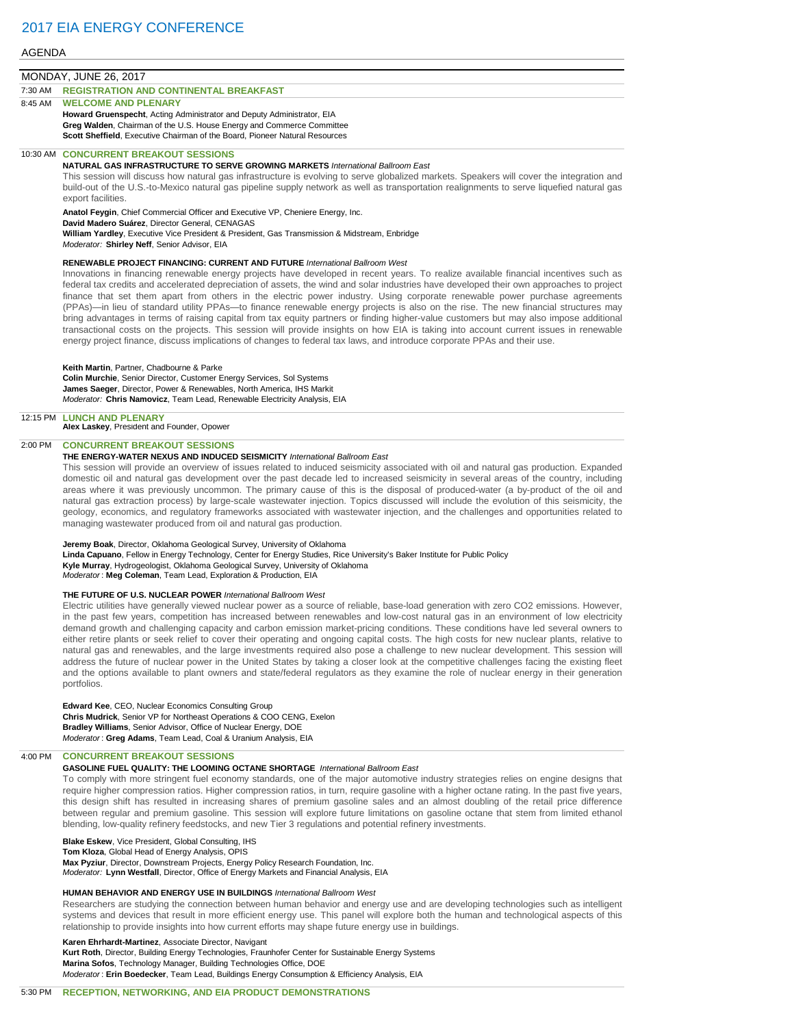# 2017 EIA ENERGY CONFERENCE

## AGENDA

### MONDAY, JUNE 26, 2017

**7:30 AM REGISTRATION AND CONTINENTAL BREAKFAST**

**8:45 AM WELCOME AND PLENARY**

**Howard Gruenspecht**, Acting Administrator and Deputy Administrator, EIA
**Greg Walden**, Chairman of the U.S. House Energy and Commerce Committee
**Scott Sheffield**, Executive Chairman of the Board, Pioneer Natural Resources

**10:30 AM CONCURRENT BREAKOUT SESSIONS**

**NATURAL GAS INFRASTRUCTURE TO SERVE GROWING MARKETS** *International Ballroom East*

This session will discuss how natural gas infrastructure is evolving to serve globalized markets. Speakers will cover the integration and build-out of the U.S.-to-Mexico natural gas pipeline supply network as well as transportation realignments to serve liquefied natural gas export facilities.

**Anatol Feygin**, Chief Commercial Officer and Executive VP, Cheniere Energy, Inc.
**David Madero Suárez**, Director General, CENAGAS
**William Yardley**, Executive Vice President & President, Gas Transmission & Midstream, Enbridge
*Moderator:* **Shirley Neff**, Senior Advisor, EIA

**RENEWABLE PROJECT FINANCING: CURRENT AND FUTURE** *International Ballroom West*

Innovations in financing renewable energy projects have developed in recent years. To realize available financial incentives such as federal tax credits and accelerated depreciation of assets, the wind and solar industries have developed their own approaches to project finance that set them apart from others in the electric power industry. Using corporate renewable power purchase agreements (PPAs)—in lieu of standard utility PPAs—to finance renewable energy projects is also on the rise. The new financial structures may bring advantages in terms of raising capital from tax equity partners or finding higher-value customers but may also impose additional transactional costs on the projects. This session will provide insights on how EIA is taking into account current issues in renewable energy project finance, discuss implications of changes to federal tax laws, and introduce corporate PPAs and their use.

**Keith Martin**, Partner, Chadbourne & Parke
**Colin Murchie**, Senior Director, Customer Energy Services, Sol Systems
**James Saeger**, Director, Power & Renewables, North America, IHS Markit
*Moderator:* **Chris Namovicz**, Team Lead, Renewable Electricity Analysis, EIA

**12:15 PM LUNCH AND PLENARY**

**Alex Laskey**, President and Founder, Opower

**2:00 PM CONCURRENT BREAKOUT SESSIONS**

**THE ENERGY-WATER NEXUS AND INDUCED SEISMICITY** *International Ballroom East*

This session will provide an overview of issues related to induced seismicity associated with oil and natural gas production. Expanded domestic oil and natural gas development over the past decade led to increased seismicity in several areas of the country, including areas where it was previously uncommon. The primary cause of this is the disposal of produced-water (a by-product of the oil and natural gas extraction process) by large-scale wastewater injection. Topics discussed will include the evolution of this seismicity, the geology, economics, and regulatory frameworks associated with wastewater injection, and the challenges and opportunities related to managing wastewater produced from oil and natural gas production.

**Jeremy Boak**, Director, Oklahoma Geological Survey, University of Oklahoma
**Linda Capuano**, Fellow in Energy Technology, Center for Energy Studies, Rice University's Baker Institute for Public Policy
**Kyle Murray**, Hydrogeologist, Oklahoma Geological Survey, University of Oklahoma
*Moderator*: **Meg Coleman**, Team Lead, Exploration & Production, EIA

**THE FUTURE OF U.S. NUCLEAR POWER** *International Ballroom West*

Electric utilities have generally viewed nuclear power as a source of reliable, base-load generation with zero CO2 emissions. However, in the past few years, competition has increased between renewables and low-cost natural gas in an environment of low electricity demand growth and challenging capacity and carbon emission market-pricing conditions. These conditions have led several owners to either retire plants or seek relief to cover their operating and ongoing capital costs. The high costs for new nuclear plants, relative to natural gas and renewables, and the large investments required also pose a challenge to new nuclear development. This session will address the future of nuclear power in the United States by taking a closer look at the competitive challenges facing the existing fleet and the options available to plant owners and state/federal regulators as they examine the role of nuclear energy in their generation portfolios.

**Edward Kee**, CEO, Nuclear Economics Consulting Group
**Chris Mudrick**, Senior VP for Northeast Operations & COO CENG, Exelon
**Bradley Williams**, Senior Advisor, Office of Nuclear Energy, DOE
*Moderator*: **Greg Adams**, Team Lead, Coal & Uranium Analysis, EIA

**4:00 PM CONCURRENT BREAKOUT SESSIONS**

**GASOLINE FUEL QUALITY: THE LOOMING OCTANE SHORTAGE** *International Ballroom East*

To comply with more stringent fuel economy standards, one of the major automotive industry strategies relies on engine designs that require higher compression ratios. Higher compression ratios, in turn, require gasoline with a higher octane rating. In the past five years, this design shift has resulted in increasing shares of premium gasoline sales and an almost doubling of the retail price difference between regular and premium gasoline. This session will explore future limitations on gasoline octane that stem from limited ethanol blending, low-quality refinery feedstocks, and new Tier 3 regulations and potential refinery investments.

**Blake Eskew**, Vice President, Global Consulting, IHS
**Tom Kloza**, Global Head of Energy Analysis, OPIS
**Max Pyziur**, Director, Downstream Projects, Energy Policy Research Foundation, Inc.
*Moderator:* **Lynn Westfall**, Director, Office of Energy Markets and Financial Analysis, EIA

**HUMAN BEHAVIOR AND ENERGY USE IN BUILDINGS** *International Ballroom West*

Researchers are studying the connection between human behavior and energy use and are developing technologies such as intelligent systems and devices that result in more efficient energy use. This panel will explore both the human and technological aspects of this relationship to provide insights into how current efforts may shape future energy use in buildings.

**Karen Ehrhardt-Martinez**, Associate Director, Navigant
**Kurt Roth**, Director, Building Energy Technologies, Fraunhofer Center for Sustainable Energy Systems
**Marina Sofos**, Technology Manager, Building Technologies Office, DOE
*Moderator*: **Erin Boedecker**, Team Lead, Buildings Energy Consumption & Efficiency Analysis, EIA

**5:30 PM RECEPTION, NETWORKING, AND EIA PRODUCT DEMONSTRATIONS**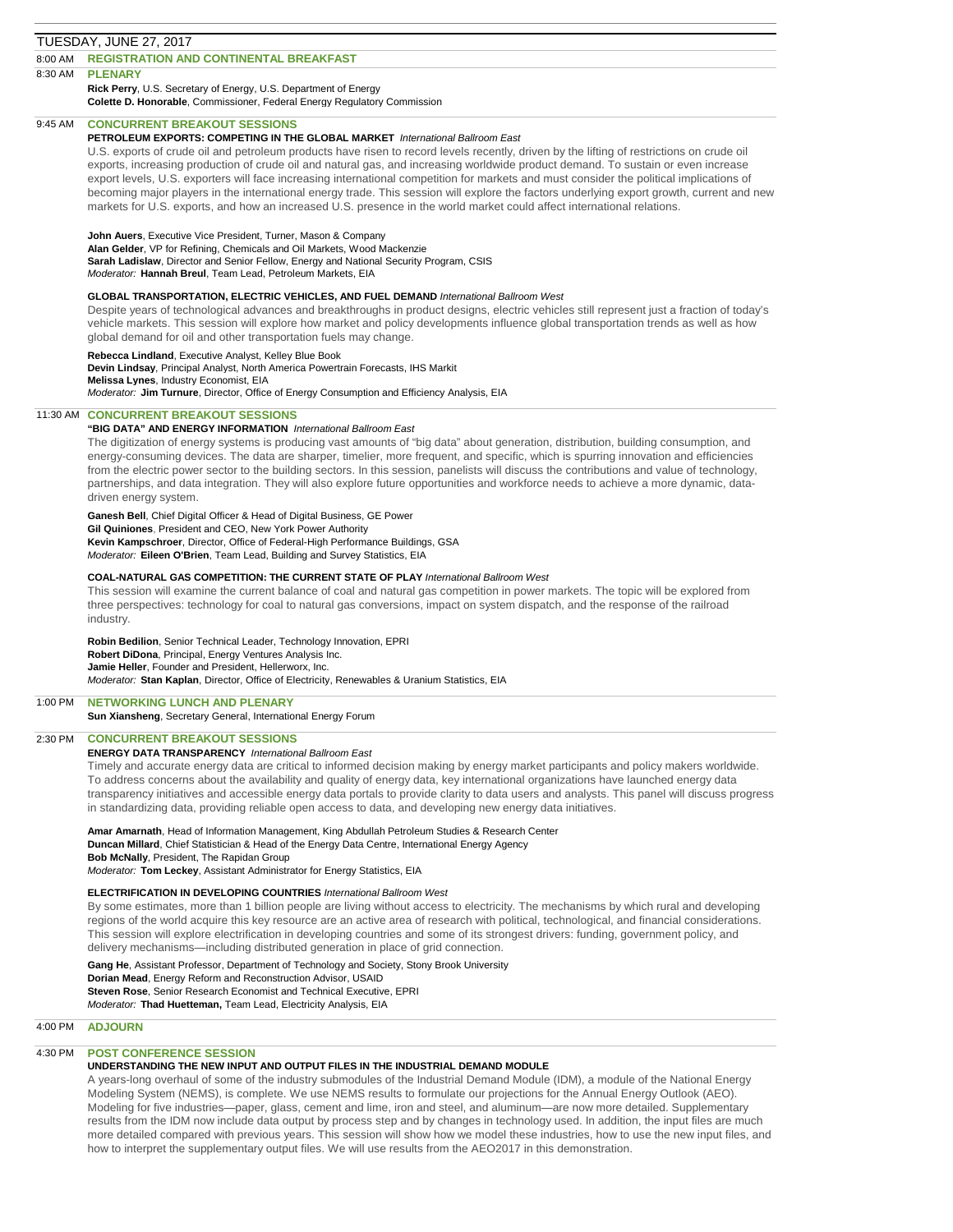## TUESDAY, JUNE 27, 2017

**8:00 AM REGISTRATION AND CONTINENTAL BREAKFAST**

**8:30 AM PLENARY**

**Rick Perry**, U.S. Secretary of Energy, U.S. Department of Energy
**Colette D. Honorable**, Commissioner, Federal Energy Regulatory Commission

**9:45 AM CONCURRENT BREAKOUT SESSIONS**

**PETROLEUM EXPORTS: COMPETING IN THE GLOBAL MARKET** *International Ballroom East*

U.S. exports of crude oil and petroleum products have risen to record levels recently, driven by the lifting of restrictions on crude oil exports, increasing production of crude oil and natural gas, and increasing worldwide product demand. To sustain or even increase export levels, U.S. exporters will face increasing international competition for markets and must consider the political implications of becoming major players in the international energy trade. This session will explore the factors underlying export growth, current and new markets for U.S. exports, and how an increased U.S. presence in the world market could affect international relations.

**John Auers**, Executive Vice President, Turner, Mason & Company
**Alan Gelder**, VP for Refining, Chemicals and Oil Markets, Wood Mackenzie
**Sarah Ladislaw**, Director and Senior Fellow, Energy and National Security Program, CSIS
*Moderator:* **Hannah Breul**, Team Lead, Petroleum Markets, EIA

**GLOBAL TRANSPORTATION, ELECTRIC VEHICLES, AND FUEL DEMAND** *International Ballroom West*

Despite years of technological advances and breakthroughs in product designs, electric vehicles still represent just a fraction of today's vehicle markets. This session will explore how market and policy developments influence global transportation trends as well as how global demand for oil and other transportation fuels may change.

**Rebecca Lindland**, Executive Analyst, Kelley Blue Book
**Devin Lindsay**, Principal Analyst, North America Powertrain Forecasts, IHS Markit
**Melissa Lynes**, Industry Economist, EIA
*Moderator:* **Jim Turnure**, Director, Office of Energy Consumption and Efficiency Analysis, EIA

**11:30 AM CONCURRENT BREAKOUT SESSIONS**

**"BIG DATA" AND ENERGY INFORMATION** *International Ballroom East*

The digitization of energy systems is producing vast amounts of "big data" about generation, distribution, building consumption, and energy-consuming devices. The data are sharper, timelier, more frequent, and specific, which is spurring innovation and efficiencies from the electric power sector to the building sectors. In this session, panelists will discuss the contributions and value of technology, partnerships, and data integration. They will also explore future opportunities and workforce needs to achieve a more dynamic, data-driven energy system.

**Ganesh Bell**, Chief Digital Officer & Head of Digital Business, GE Power
**Gil Quiniones**, President and CEO, New York Power Authority
**Kevin Kampschroer**, Director, Office of Federal-High Performance Buildings, GSA
*Moderator:* **Eileen O'Brien**, Team Lead, Building and Survey Statistics, EIA

**COAL-NATURAL GAS COMPETITION: THE CURRENT STATE OF PLAY** *International Ballroom West*

This session will examine the current balance of coal and natural gas competition in power markets. The topic will be explored from three perspectives: technology for coal to natural gas conversions, impact on system dispatch, and the response of the railroad industry.

**Robin Bedilion**, Senior Technical Leader, Technology Innovation, EPRI
**Robert DiDona**, Principal, Energy Ventures Analysis Inc.
**Jamie Heller**, Founder and President, Hellerworx, Inc.
*Moderator:* **Stan Kaplan**, Director, Office of Electricity, Renewables & Uranium Statistics, EIA

**1:00 PM NETWORKING LUNCH AND PLENARY**

**Sun Xiansheng**, Secretary General, International Energy Forum

**2:30 PM CONCURRENT BREAKOUT SESSIONS**

**ENERGY DATA TRANSPARENCY** *International Ballroom East*

Timely and accurate energy data are critical to informed decision making by energy market participants and policy makers worldwide. To address concerns about the availability and quality of energy data, key international organizations have launched energy data transparency initiatives and accessible energy data portals to provide clarity to data users and analysts. This panel will discuss progress in standardizing data, providing reliable open access to data, and developing new energy data initiatives.

**Amar Amarnath**, Head of Information Management, King Abdullah Petroleum Studies & Research Center
**Duncan Millard**, Chief Statistician & Head of the Energy Data Centre, International Energy Agency
**Bob McNally**, President, The Rapidan Group
*Moderator:* **Tom Leckey**, Assistant Administrator for Energy Statistics, EIA

**ELECTRIFICATION IN DEVELOPING COUNTRIES** *International Ballroom West*

By some estimates, more than 1 billion people are living without access to electricity. The mechanisms by which rural and developing regions of the world acquire this key resource are an active area of research with political, technological, and financial considerations. This session will explore electrification in developing countries and some of its strongest drivers: funding, government policy, and delivery mechanisms—including distributed generation in place of grid connection.

**Gang He**, Assistant Professor, Department of Technology and Society, Stony Brook University
**Dorian Mead**, Energy Reform and Reconstruction Advisor, USAID
**Steven Rose**, Senior Research Economist and Technical Executive, EPRI
*Moderator:* **Thad Huetteman,** Team Lead, Electricity Analysis, EIA

**4:00 PM ADJOURN**

**4:30 PM POST CONFERENCE SESSION**

**UNDERSTANDING THE NEW INPUT AND OUTPUT FILES IN THE INDUSTRIAL DEMAND MODULE**

A years-long overhaul of some of the industry submodules of the Industrial Demand Module (IDM), a module of the National Energy Modeling System (NEMS), is complete. We use NEMS results to formulate our projections for the Annual Energy Outlook (AEO). Modeling for five industries—paper, glass, cement and lime, iron and steel, and aluminum—are now more detailed. Supplementary results from the IDM now include data output by process step and by changes in technology used. In addition, the input files are much more detailed compared with previous years. This session will show how we model these industries, how to use the new input files, and how to interpret the supplementary output files. We will use results from the AEO2017 in this demonstration.